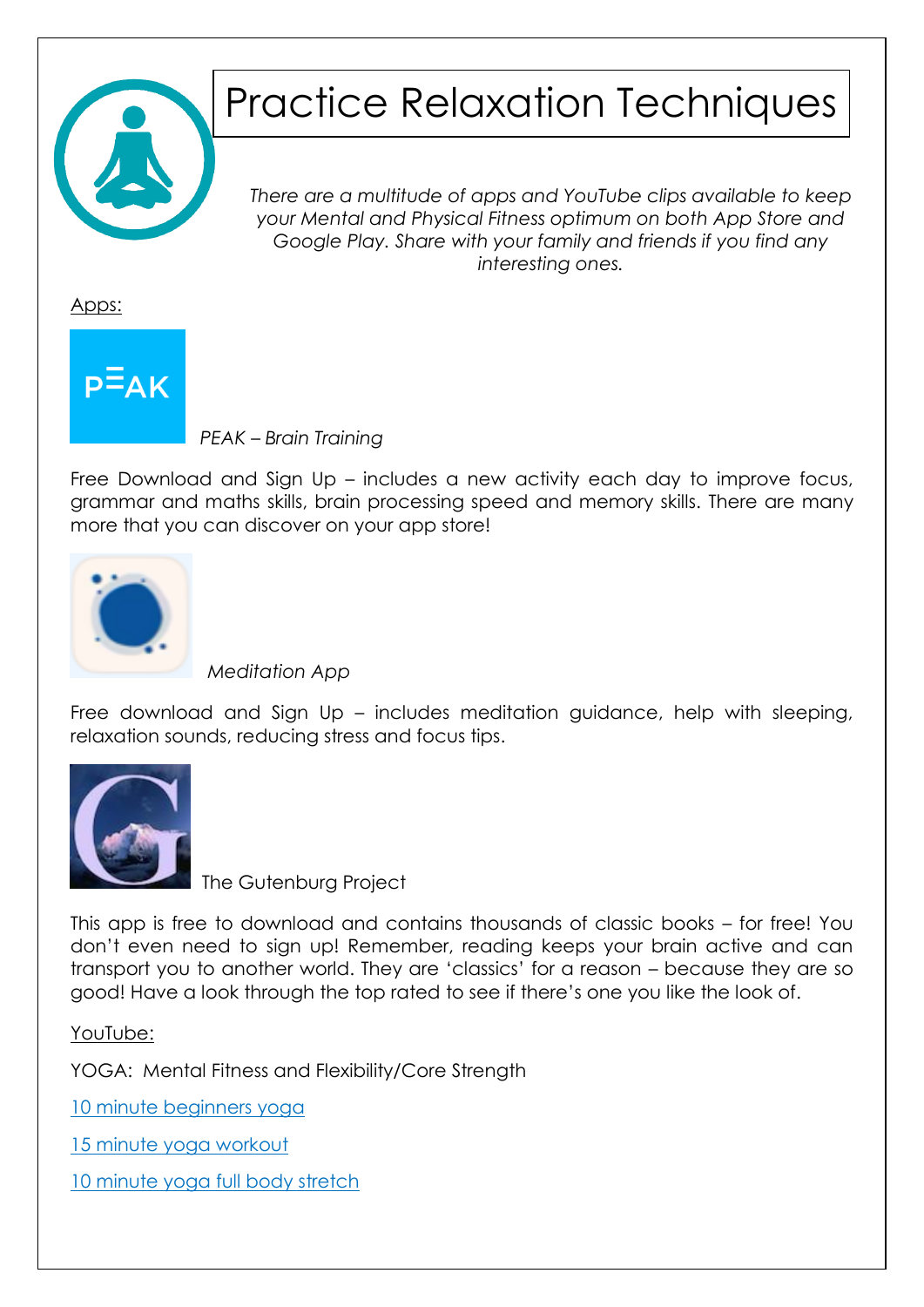# Practice Relaxation Techniques

*There are a multitude of apps and YouTube clips available to keep your Mental and Physical Fitness optimum on both App Store and Google Play. Share with your family and friends if you find any interesting ones.*

Apps:

*PEAK – Brain Training*

Free Download and Sign Up – includes a new activity each day to improve focus, grammar and maths skills, brain processing speed and memory skills. There are many more that you can discover on your app store!

*Meditation App*

Free download and Sign Up – includes meditation guidance, help with sleeping, relaxation sounds, reducing stress and focus tips.

The Gutenburg Project

This app is free to download and contains thousands of classic books – for free! You don't even need to sign up! Remember, reading keeps your brain active and can transport you to another world. They are 'classics' for a reason – because they are so good! Have a look through the top rated to see if there's one you like the look of.

YouTube:

YOGA: Mental Fitness and Flexibility/Core Strength

10 minute beginners yoga

15 minute yoga workout

10 minute yoga full body stretch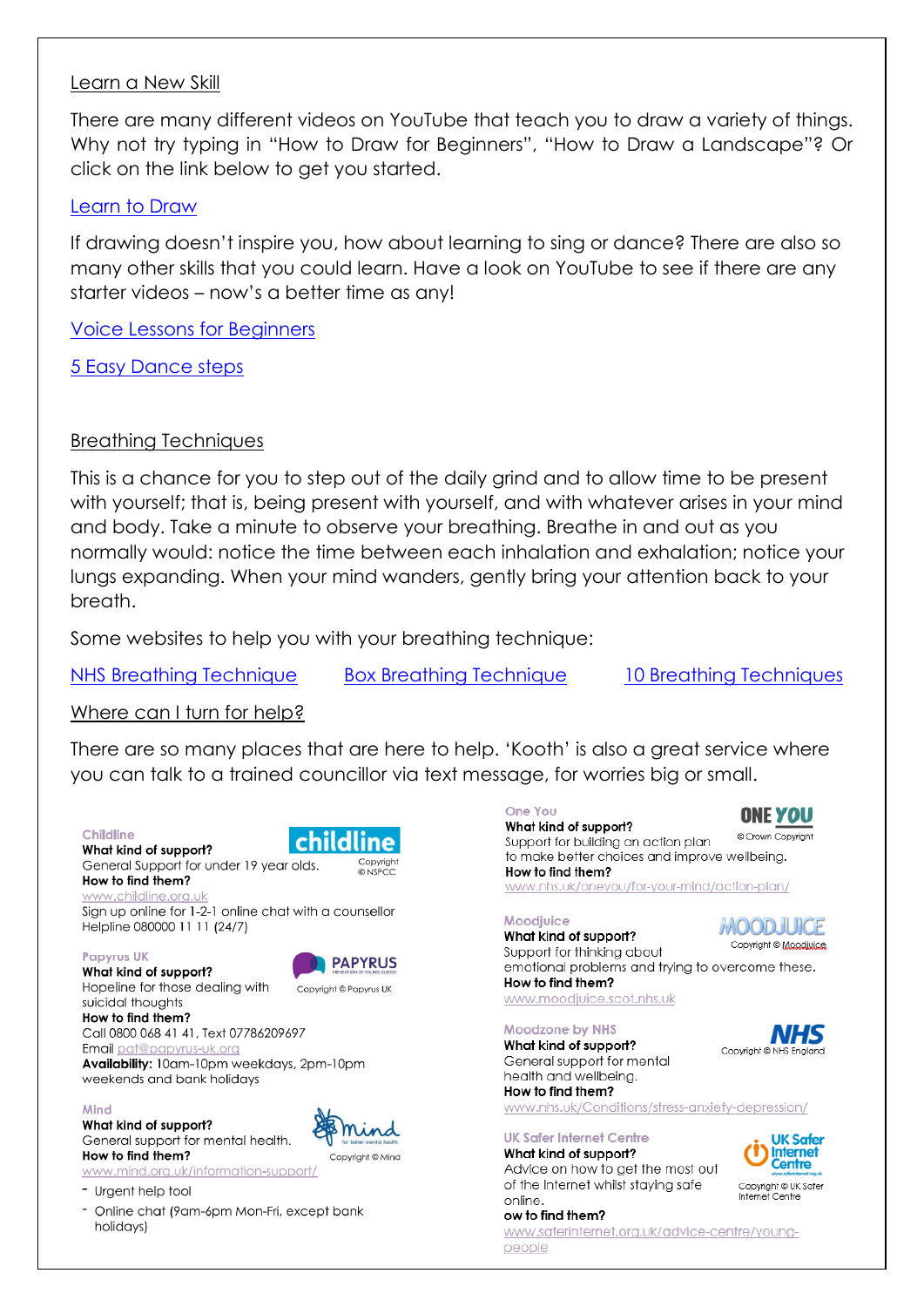## Learn a New Skill

There are many different videos on YouTube that teach you to draw a variety of things. Why not try typing in "How to Draw for Beginners", "How to Draw a Landscape"? Or click on the link below to get you started.

Learn to Draw

If drawing doesn't inspire you, how about learning to sing or dance? There are also so many other skills that you could learn. Have a look on YouTube to see if there are any starter videos – now's a better time as any!

Voice Lessons for Beginners

5 Easy Dance steps

## Breathing Techniques

This is a chance for you to step out of the daily grind and to allow time to be present with yourself; that is, being present with yourself, and with whatever arises in your mind and body. Take a minute to observe your breathing. Breathe in and out as you normally would: notice the time between each inhalation and exhalation; notice your lungs expanding. When your mind wanders, gently bring your attention back to your breath.

Some websites to help you with your breathing technique:

NHS Breathing Technique Box Breathing Technique 10 Breathing Techniques

## Where can I turn for help?

There are so many places that are here to help. 'Kooth' is also a great service where you can talk to a trained councillor via text message, for worries big or small.

**Childline**
**What kind of support?**
General Support for under 19 year olds.
Copyright © NSPCC
**How to find them?**
www.childline.org.uk
Sign up online for 1-2-1 online chat with a counsellor
Helpline 080000 11 11 (24/7)

**Papyrus UK**
**What kind of support?**
Hopeline for those dealing with suicidal thoughts
Copyright © Papyrus UK
**How to find them?**
Call 0800 068 41 41, Text 07786209697
Email pat@papyrus-uk.org
**Availability:** 10am-10pm weekdays, 2pm-10pm weekends and bank holidays

**Mind**
**What kind of support?**
General support for mental health.
Copyright © Mind
**How to find them?**
www.mind.org.uk/information-support/
- Urgent help tool
- Online chat (9am-6pm Mon-Fri, except bank holidays)

**One You**
**What kind of support?**
Support for building an action plan to make better choices and improve wellbeing.
© Crown Copyright
**How to find them?**
www.nhs.uk/oneyou/for-your-mind/action-plan/

**Moodjuice**
**What kind of support?**
Support for thinking about emotional problems and trying to overcome these.
Copyright © Moodjuice
**How to find them?**
www.moodjuice.scot.nhs.uk

**Moodzone by NHS**
**What kind of support?**
General support for mental health and wellbeing.
Copyright © NHS England
**How to find them?**
www.nhs.uk/Conditions/stress-anxiety-depression/

**UK Safer Internet Centre**
**What kind of support?**
Advice on how to get the most out of the Internet whilst staying safe online.
Copyright © UK Safer Internet Centre
**ow to find them?**
www.saferinternet.org.uk/advice-centre/young-people